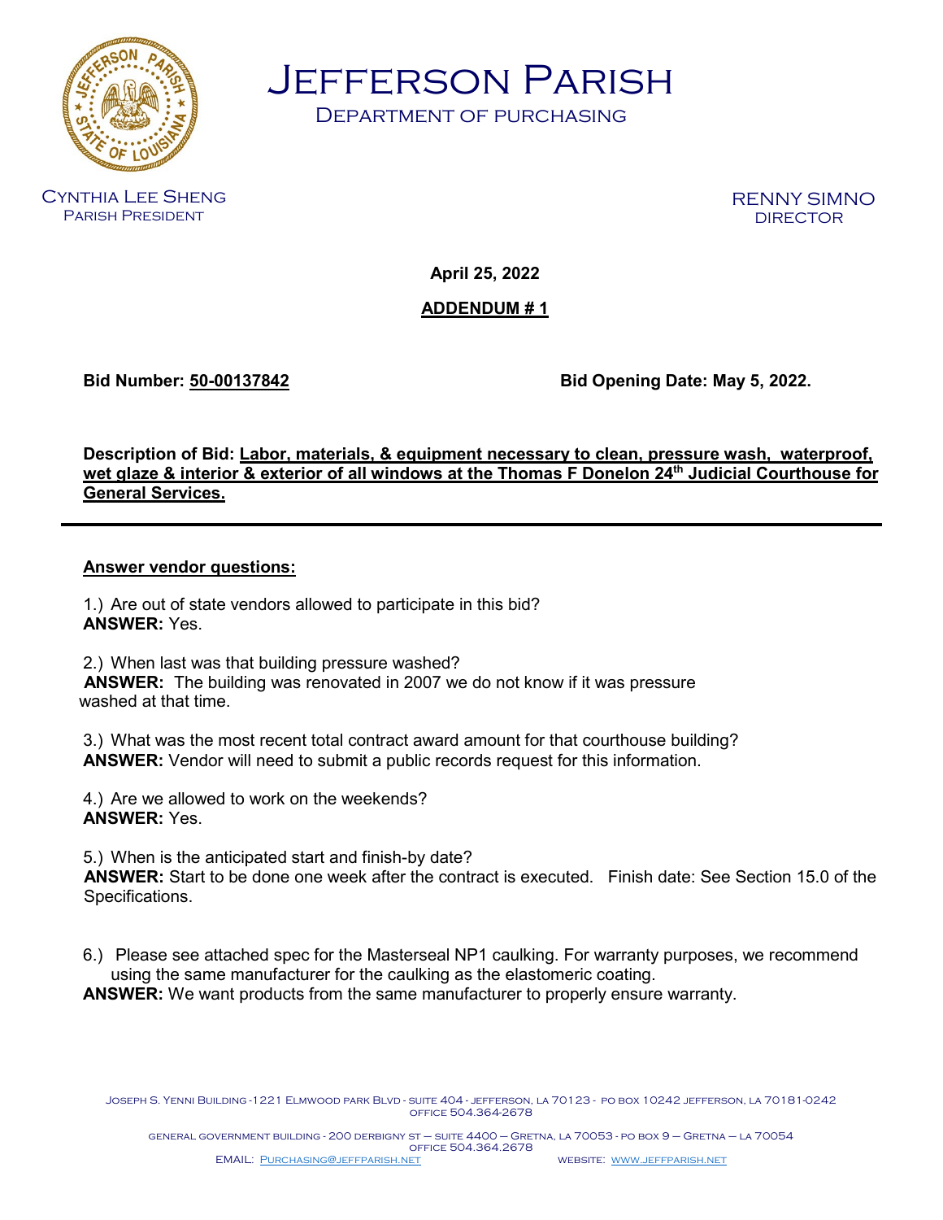# Jefferson Parish

## Department of Purchasing

Cynthia Lee Sheng
Parish President

RENNY SIMNO
DIRECTOR

**April 25, 2022**

**ADDENDUM # 1**

**Bid Number: 50-00137842** **Bid Opening Date: May 5, 2022.**

**Description of Bid: Labor, materials, & equipment necessary to clean, pressure wash, waterproof, wet glaze & interior & exterior of all windows at the Thomas F Donelon 24th Judicial Courthouse for General Services.**

---

**Answer vendor questions:**

1.) Are out of state vendors allowed to participate in this bid?
**ANSWER:** Yes.

2.) When last was that building pressure washed?
**ANSWER:** The building was renovated in 2007 we do not know if it was pressure washed at that time.

3.) What was the most recent total contract award amount for that courthouse building?
**ANSWER:** Vendor will need to submit a public records request for this information.

4.) Are we allowed to work on the weekends?
**ANSWER:** Yes.

5.) When is the anticipated start and finish-by date?
**ANSWER:** Start to be done one week after the contract is executed. Finish date: See Section 15.0 of the Specifications.

6.) Please see attached spec for the Masterseal NP1 caulking. For warranty purposes, we recommend using the same manufacturer for the caulking as the elastomeric coating.
**ANSWER:** We want products from the same manufacturer to properly ensure warranty.

Joseph S. Yenni Building -1221 Elmwood park Blvd - suite 404 - jefferson, la 70123 - po box 10242 jefferson, la 70181-0242
office 504.364-2678

general government building - 200 derbigny st – suite 4400 – Gretna, la 70053 - po box 9 – Gretna – la 70054
office 504.364.2678

EMAIL: Purchasing@jeffparish.net website: www.jeffparish.net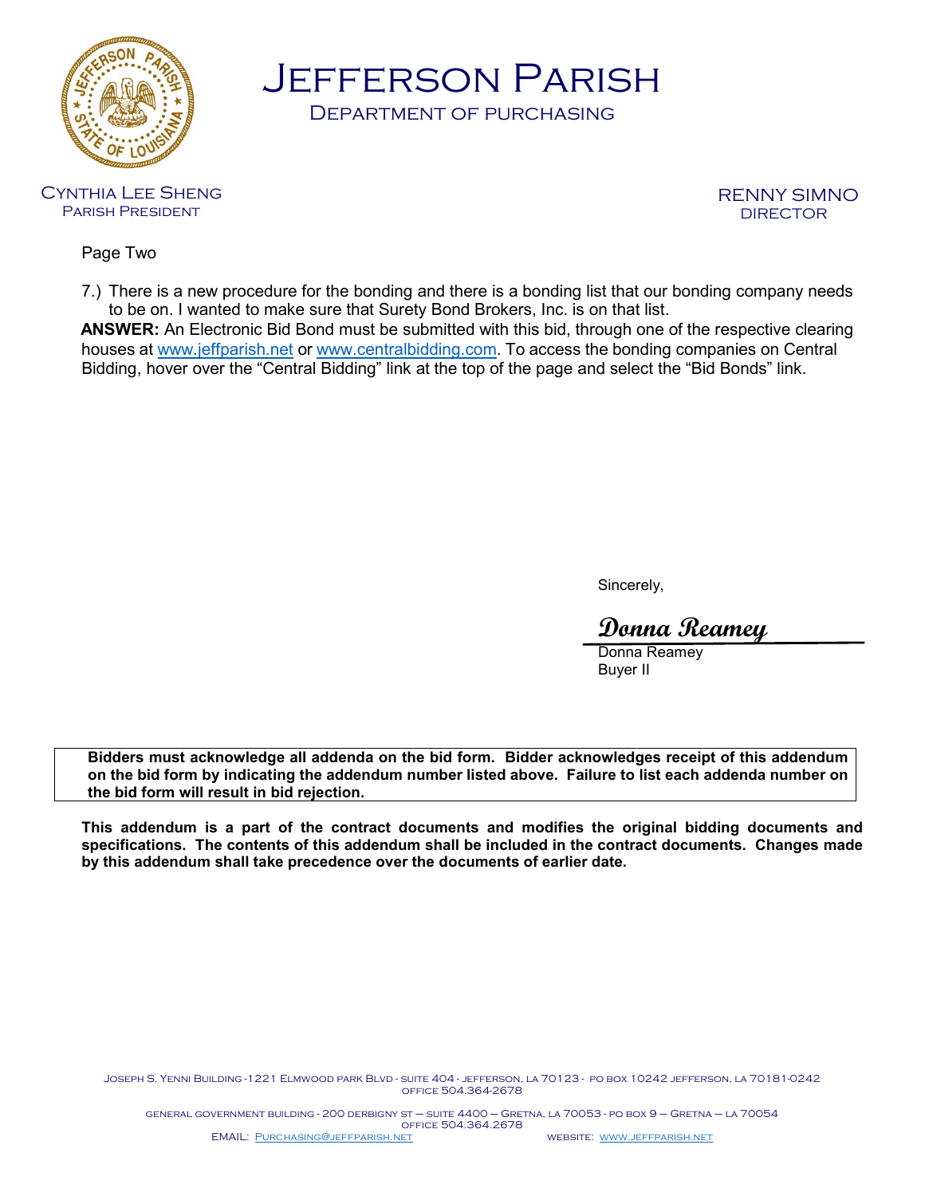# Jefferson Parish

Department of purchasing

Cynthia Lee Sheng
Parish President

RENNY SIMNO
DIRECTOR

Page Two

7.) There is a new procedure for the bonding and there is a bonding list that our bonding company needs to be on. I wanted to make sure that Surety Bond Brokers, Inc. is on that list.

**ANSWER:** An Electronic Bid Bond must be submitted with this bid, through one of the respective clearing houses at www.jeffparish.net or www.centralbidding.com. To access the bonding companies on Central Bidding, hover over the "Central Bidding" link at the top of the page and select the "Bid Bonds" link.

Sincerely,

Donna Reamey

Donna Reamey
Buyer II

**Bidders must acknowledge all addenda on the bid form. Bidder acknowledges receipt of this addendum on the bid form by indicating the addendum number listed above. Failure to list each addenda number on the bid form will result in bid rejection.**

**This addendum is a part of the contract documents and modifies the original bidding documents and specifications. The contents of this addendum shall be included in the contract documents. Changes made by this addendum shall take precedence over the documents of earlier date.**

Joseph S. Yenni Building - 1221 Elmwood Park Blvd - Suite 404 - Jefferson, LA 70123 - PO Box 10242 Jefferson, LA 70181-0242
Office 504.364.2678

General Government Building - 200 Derbigny St – Suite 4400 – Gretna, LA 70053 - PO Box 9 – Gretna – LA 70054
Office 504.364.2678

EMAIL: Purchasing@jeffparish.net WEBSITE: www.jeffparish.net